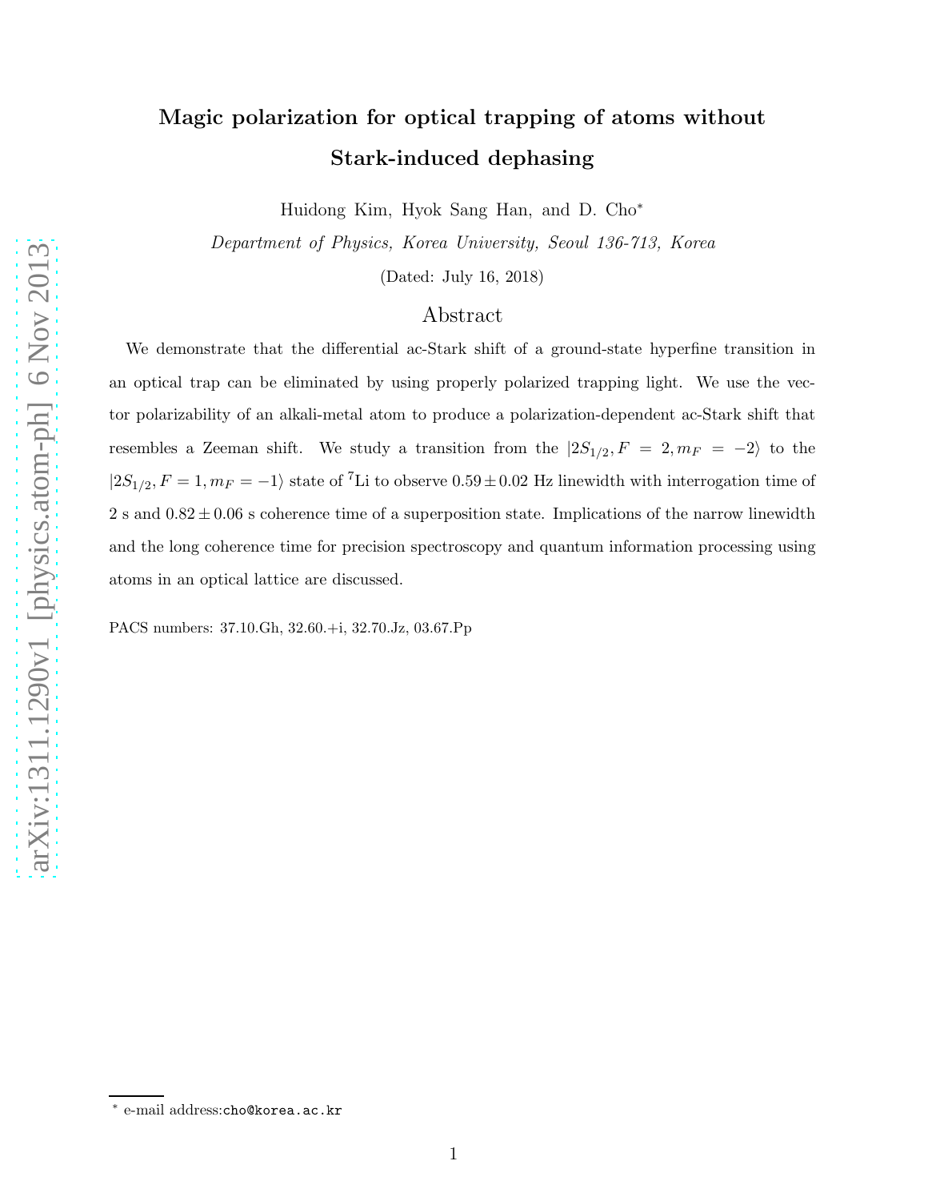# Magic polarization for optical trapping of atoms without Stark-induced dephasing

Huidong Kim, Hyok Sang Han, and D. Cho*

*Department of Physics, Korea University, Seoul 136-713, Korea*

(Dated: July 16, 2018)

## Abstract

We demonstrate that the differential ac-Stark shift of a ground-state hyperfine transition in an optical trap can be eliminated by using properly polarized trapping light. We use the vector polarizability of an alkali-metal atom to produce a polarization-dependent ac-Stark shift that resembles a Zeeman shift. We study a transition from the $|2S_{1/2}, F = 2, m_F = -2\rangle$ to the $|2S_{1/2}, F = 1, m_F = -1\rangle$ state of $^7$Li to observe $0.59 \pm 0.02$ Hz linewidth with interrogation time of 2 s and $0.82 \pm 0.06$ s coherence time of a superposition state. Implications of the narrow linewidth and the long coherence time for precision spectroscopy and quantum information processing using atoms in an optical lattice are discussed.

PACS numbers: 37.10.Gh, 32.60.+i, 32.70.Jz, 03.67.Pp

---

* e-mail address:cho@korea.ac.kr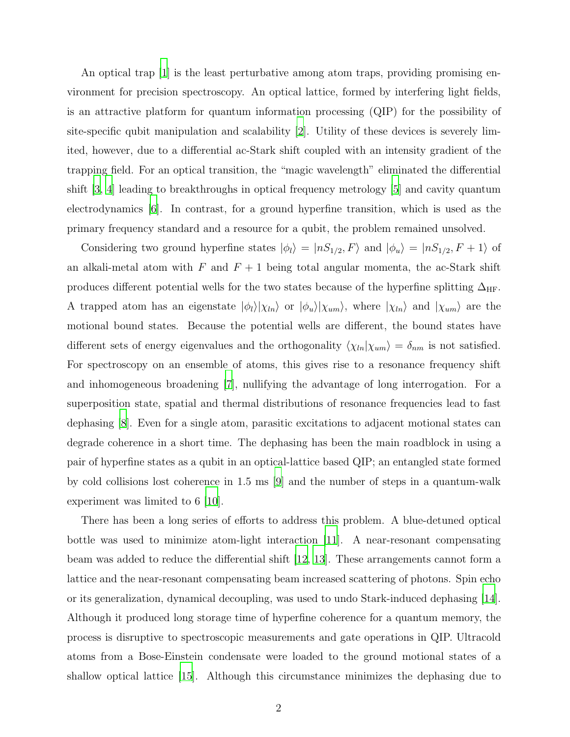An optical trap [1] is the least perturbative among atom traps, providing promising environment for precision spectroscopy. An optical lattice, formed by interfering light fields, is an attractive platform for quantum information processing (QIP) for the possibility of site-specific qubit manipulation and scalability [2]. Utility of these devices is severely limited, however, due to a differential ac-Stark shift coupled with an intensity gradient of the trapping field. For an optical transition, the "magic wavelength" eliminated the differential shift [3, 4] leading to breakthroughs in optical frequency metrology [5] and cavity quantum electrodynamics [6]. In contrast, for a ground hyperfine transition, which is used as the primary frequency standard and a resource for a qubit, the problem remained unsolved.

Considering two ground hyperfine states $|\phi_l\rangle = |nS_{1/2}, F\rangle$ and $|\phi_u\rangle = |nS_{1/2}, F+1\rangle$ of an alkali-metal atom with $F$ and $F+1$ being total angular momenta, the ac-Stark shift produces different potential wells for the two states because of the hyperfine splitting $\Delta_{\rm HF}$. A trapped atom has an eigenstate $|\phi_l\rangle|\chi_{ln}\rangle$ or $|\phi_u\rangle|\chi_{um}\rangle$, where $|\chi_{ln}\rangle$ and $|\chi_{um}\rangle$ are the motional bound states. Because the potential wells are different, the bound states have different sets of energy eigenvalues and the orthogonality $\langle\chi_{ln}|\chi_{um}\rangle = \delta_{nm}$ is not satisfied. For spectroscopy on an ensemble of atoms, this gives rise to a resonance frequency shift and inhomogeneous broadening [7], nullifying the advantage of long interrogation. For a superposition state, spatial and thermal distributions of resonance frequencies lead to fast dephasing [8]. Even for a single atom, parasitic excitations to adjacent motional states can degrade coherence in a short time. The dephasing has been the main roadblock in using a pair of hyperfine states as a qubit in an optical-lattice based QIP; an entangled state formed by cold collisions lost coherence in 1.5 ms [9] and the number of steps in a quantum-walk experiment was limited to 6 [10].

There has been a long series of efforts to address this problem. A blue-detuned optical bottle was used to minimize atom-light interaction [11]. A near-resonant compensating beam was added to reduce the differential shift [12, 13]. These arrangements cannot form a lattice and the near-resonant compensating beam increased scattering of photons. Spin echo or its generalization, dynamical decoupling, was used to undo Stark-induced dephasing [14]. Although it produced long storage time of hyperfine coherence for a quantum memory, the process is disruptive to spectroscopic measurements and gate operations in QIP. Ultracold atoms from a Bose-Einstein condensate were loaded to the ground motional states of a shallow optical lattice [15]. Although this circumstance minimizes the dephasing due to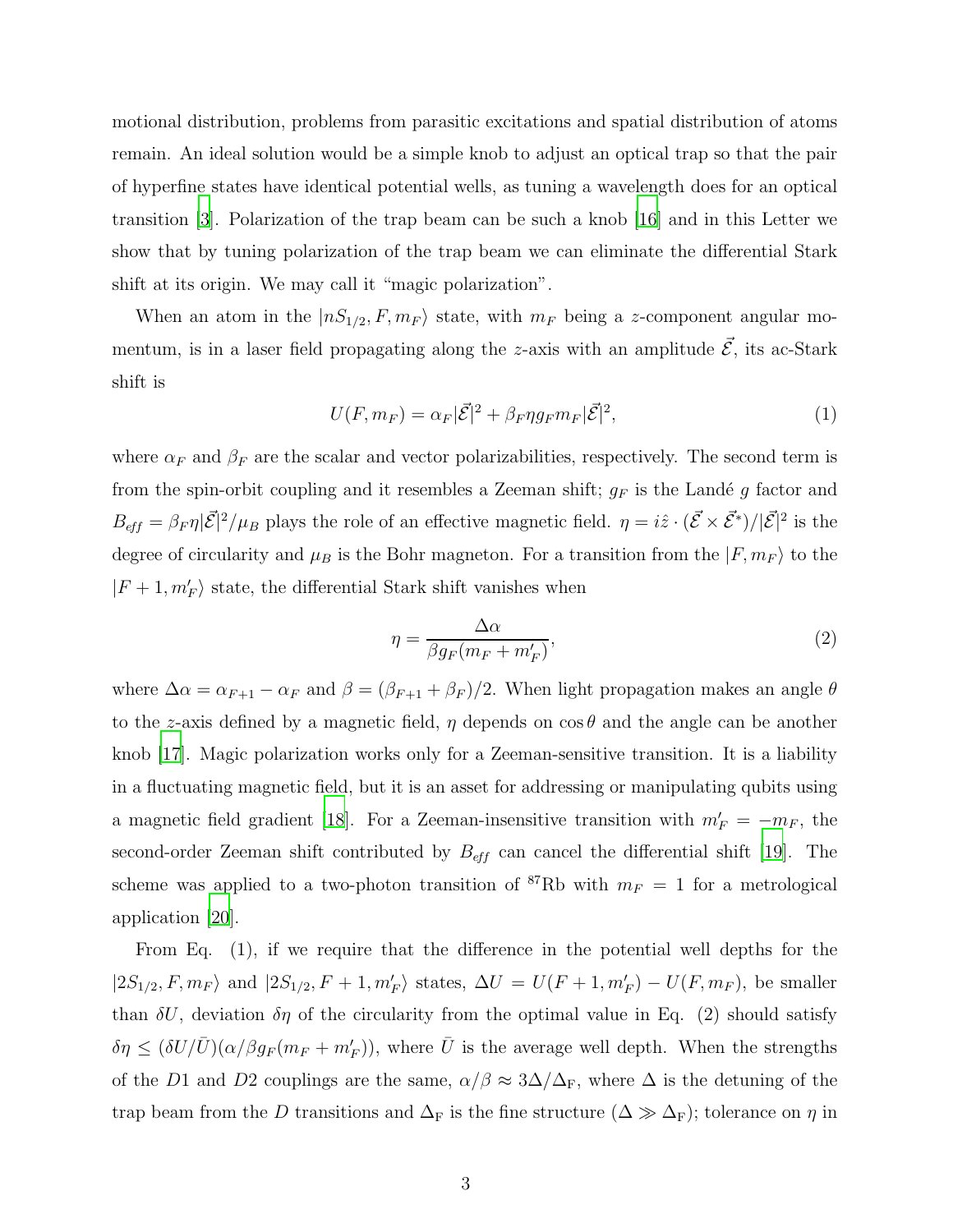motional distribution, problems from parasitic excitations and spatial distribution of atoms remain. An ideal solution would be a simple knob to adjust an optical trap so that the pair of hyperfine states have identical potential wells, as tuning a wavelength does for an optical transition [3]. Polarization of the trap beam can be such a knob [16] and in this Letter we show that by tuning polarization of the trap beam we can eliminate the differential Stark shift at its origin. We may call it "magic polarization".

When an atom in the $|nS_{1/2}, F, m_F\rangle$ state, with $m_F$ being a $z$-component angular momentum, is in a laser field propagating along the $z$-axis with an amplitude $\vec{\mathcal{E}}$, its ac-Stark shift is

$$U(F, m_F) = \alpha_F |\vec{\mathcal{E}}|^2 + \beta_F \eta g_F m_F |\vec{\mathcal{E}}|^2, \tag{1}$$

where $\alpha_F$ and $\beta_F$ are the scalar and vector polarizabilities, respectively. The second term is from the spin-orbit coupling and it resembles a Zeeman shift; $g_F$ is the Landé $g$ factor and $B_{eff} = \beta_F \eta |\vec{\mathcal{E}}|^2/\mu_B$ plays the role of an effective magnetic field. $\eta = i\hat{z} \cdot (\vec{\mathcal{E}} \times \vec{\mathcal{E}}^*)/|\vec{\mathcal{E}}|^2$ is the degree of circularity and $\mu_B$ is the Bohr magneton. For a transition from the $|F, m_F\rangle$ to the $|F+1, m_F'\rangle$ state, the differential Stark shift vanishes when

$$\eta = \frac{\Delta\alpha}{\beta g_F (m_F + m_F')}, \tag{2}$$

where $\Delta\alpha = \alpha_{F+1} - \alpha_F$ and $\beta = (\beta_{F+1} + \beta_F)/2$. When light propagation makes an angle $\theta$ to the $z$-axis defined by a magnetic field, $\eta$ depends on $\cos\theta$ and the angle can be another knob [17]. Magic polarization works only for a Zeeman-sensitive transition. It is a liability in a fluctuating magnetic field, but it is an asset for addressing or manipulating qubits using a magnetic field gradient [18]. For a Zeeman-insensitive transition with $m_F' = -m_F$, the second-order Zeeman shift contributed by $B_{eff}$ can cancel the differential shift [19]. The scheme was applied to a two-photon transition of $^{87}$Rb with $m_F = 1$ for a metrological application [20].

From Eq. (1), if we require that the difference in the potential well depths for the $|2S_{1/2}, F, m_F\rangle$ and $|2S_{1/2}, F+1, m_F'\rangle$ states, $\Delta U = U(F+1, m_F') - U(F, m_F)$, be smaller than $\delta U$, deviation $\delta\eta$ of the circularity from the optimal value in Eq. (2) should satisfy $\delta\eta \leq (\delta U/\bar{U})(\alpha/\beta g_F(m_F + m_F'))$, where $\bar{U}$ is the average well depth. When the strengths of the $D1$ and $D2$ couplings are the same, $\alpha/\beta \approx 3\Delta/\Delta_{\mathrm{F}}$, where $\Delta$ is the detuning of the trap beam from the $D$ transitions and $\Delta_{\mathrm{F}}$ is the fine structure ($\Delta \gg \Delta_{\mathrm{F}}$); tolerance on $\eta$ in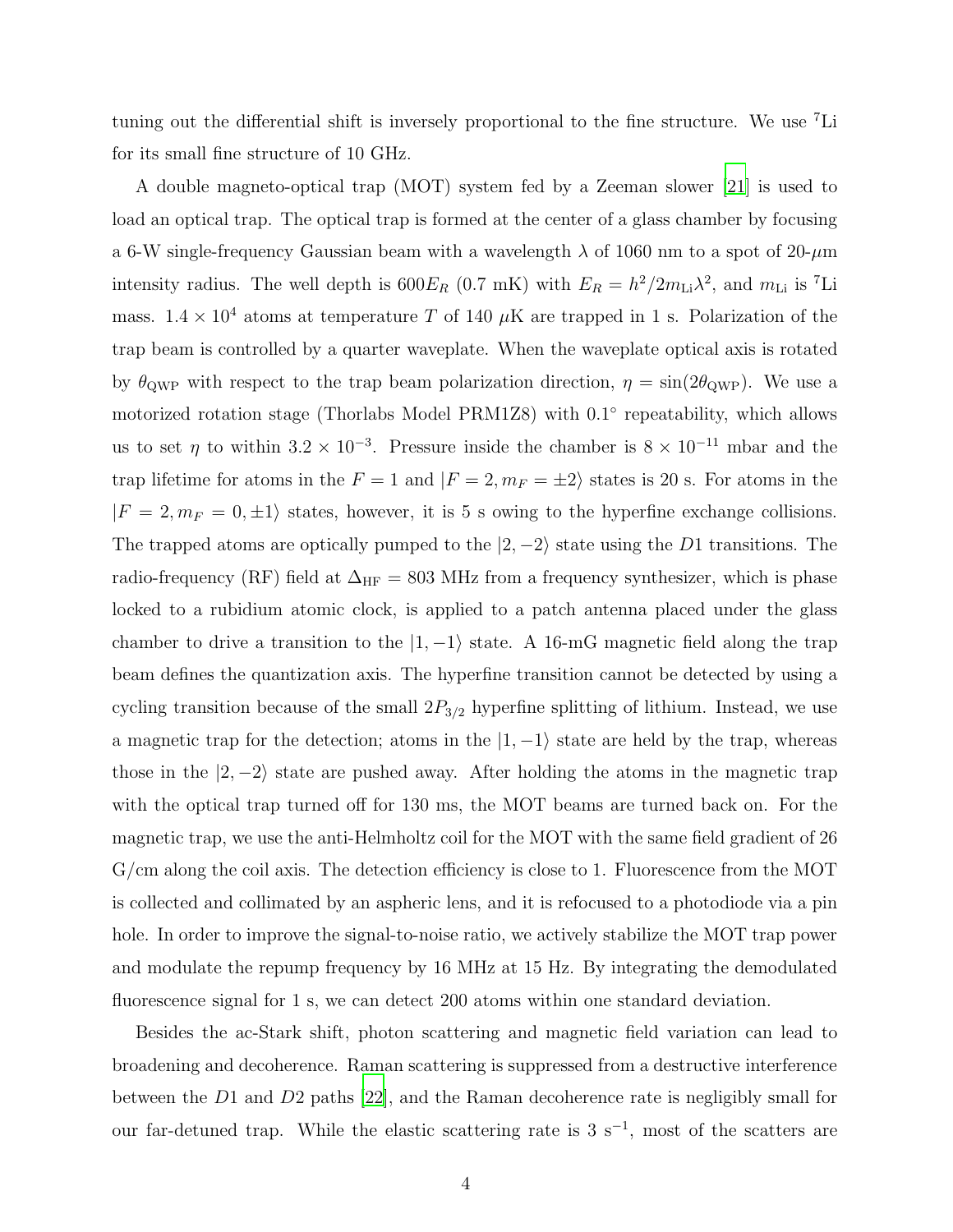tuning out the differential shift is inversely proportional to the fine structure. We use $^7$Li for its small fine structure of 10 GHz.

A double magneto-optical trap (MOT) system fed by a Zeeman slower [21] is used to load an optical trap. The optical trap is formed at the center of a glass chamber by focusing a 6-W single-frequency Gaussian beam with a wavelength $\lambda$ of 1060 nm to a spot of 20-$\mu$m intensity radius. The well depth is $600E_R$ (0.7 mK) with $E_R = h^2/2m_{\mathrm{Li}}\lambda^2$, and $m_{\mathrm{Li}}$ is $^7$Li mass. $1.4 \times 10^4$ atoms at temperature $T$ of 140 $\mu$K are trapped in 1 s. Polarization of the trap beam is controlled by a quarter waveplate. When the waveplate optical axis is rotated by $\theta_{\mathrm{QWP}}$ with respect to the trap beam polarization direction, $\eta = \sin(2\theta_{\mathrm{QWP}})$. We use a motorized rotation stage (Thorlabs Model PRM1Z8) with 0.1° repeatability, which allows us to set $\eta$ to within $3.2 \times 10^{-3}$. Pressure inside the chamber is $8 \times 10^{-11}$ mbar and the trap lifetime for atoms in the $F = 1$ and $|F = 2, m_F = \pm 2\rangle$ states is 20 s. For atoms in the $|F = 2, m_F = 0, \pm 1\rangle$ states, however, it is 5 s owing to the hyperfine exchange collisions. The trapped atoms are optically pumped to the $|2, -2\rangle$ state using the $D1$ transitions. The radio-frequency (RF) field at $\Delta_{\mathrm{HF}} = 803$ MHz from a frequency synthesizer, which is phase locked to a rubidium atomic clock, is applied to a patch antenna placed under the glass chamber to drive a transition to the $|1, -1\rangle$ state. A 16-mG magnetic field along the trap beam defines the quantization axis. The hyperfine transition cannot be detected by using a cycling transition because of the small $2P_{3/2}$ hyperfine splitting of lithium. Instead, we use a magnetic trap for the detection; atoms in the $|1, -1\rangle$ state are held by the trap, whereas those in the $|2, -2\rangle$ state are pushed away. After holding the atoms in the magnetic trap with the optical trap turned off for 130 ms, the MOT beams are turned back on. For the magnetic trap, we use the anti-Helmholtz coil for the MOT with the same field gradient of 26 G/cm along the coil axis. The detection efficiency is close to 1. Fluorescence from the MOT is collected and collimated by an aspheric lens, and it is refocused to a photodiode via a pin hole. In order to improve the signal-to-noise ratio, we actively stabilize the MOT trap power and modulate the repump frequency by 16 MHz at 15 Hz. By integrating the demodulated fluorescence signal for 1 s, we can detect 200 atoms within one standard deviation.

Besides the ac-Stark shift, photon scattering and magnetic field variation can lead to broadening and decoherence. Raman scattering is suppressed from a destructive interference between the $D1$ and $D2$ paths [22], and the Raman decoherence rate is negligibly small for our far-detuned trap. While the elastic scattering rate is 3 s$^{-1}$, most of the scatters are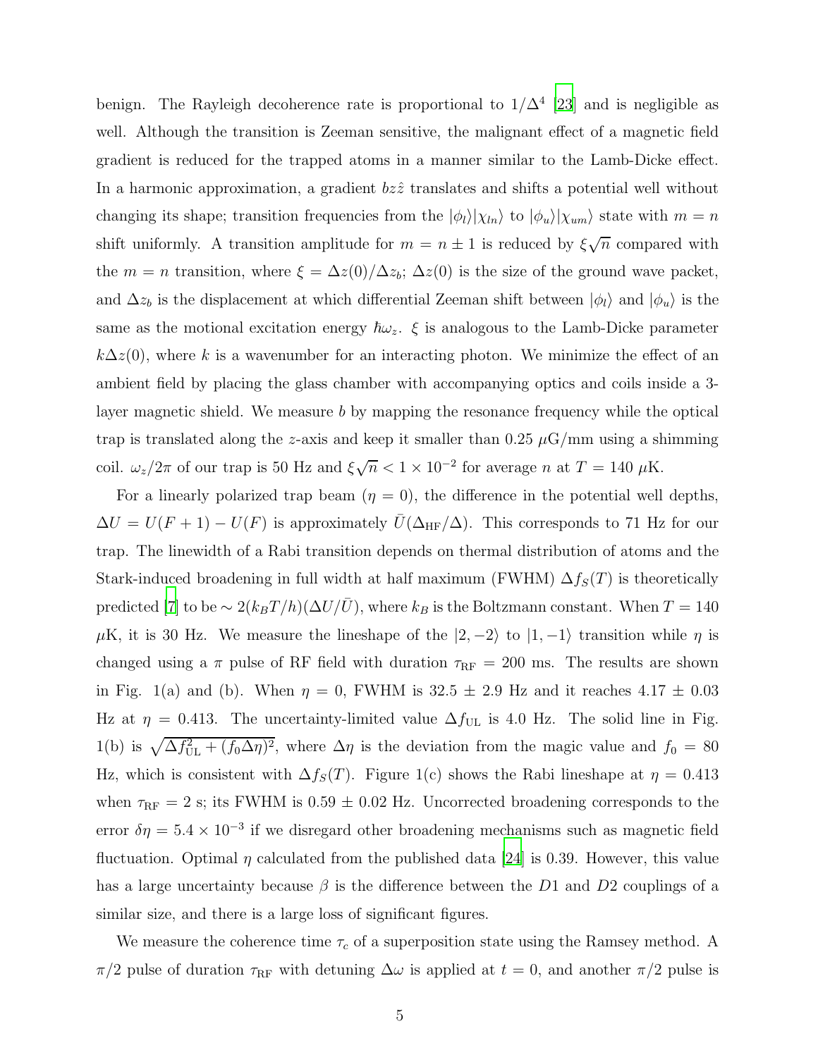benign. The Rayleigh decoherence rate is proportional to $1/\Delta^4$ [23] and is negligible as well. Although the transition is Zeeman sensitive, the malignant effect of a magnetic field gradient is reduced for the trapped atoms in a manner similar to the Lamb-Dicke effect. In a harmonic approximation, a gradient $bz\hat{z}$ translates and shifts a potential well without changing its shape; transition frequencies from the $|\phi_l\rangle|\chi_{ln}\rangle$ to $|\phi_u\rangle|\chi_{um}\rangle$ state with $m = n$ shift uniformly. A transition amplitude for $m = n \pm 1$ is reduced by $\xi\sqrt{n}$ compared with the $m = n$ transition, where $\xi = \Delta z(0)/\Delta z_b$; $\Delta z(0)$ is the size of the ground wave packet, and $\Delta z_b$ is the displacement at which differential Zeeman shift between $|\phi_l\rangle$ and $|\phi_u\rangle$ is the same as the motional excitation energy $\hbar\omega_z$. $\xi$ is analogous to the Lamb-Dicke parameter $k\Delta z(0)$, where $k$ is a wavenumber for an interacting photon. We minimize the effect of an ambient field by placing the glass chamber with accompanying optics and coils inside a 3-layer magnetic shield. We measure $b$ by mapping the resonance frequency while the optical trap is translated along the $z$-axis and keep it smaller than 0.25 $\mu$G/mm using a shimming coil. $\omega_z/2\pi$ of our trap is 50 Hz and $\xi\sqrt{n} < 1 \times 10^{-2}$ for average $n$ at $T = 140$ $\mu$K.

For a linearly polarized trap beam ($\eta = 0$), the difference in the potential well depths, $\Delta U = U(F+1) - U(F)$ is approximately $\bar{U}(\Delta_{\rm HF}/\Delta)$. This corresponds to 71 Hz for our trap. The linewidth of a Rabi transition depends on thermal distribution of atoms and the Stark-induced broadening in full width at half maximum (FWHM) $\Delta f_S(T)$ is theoretically predicted [7] to be $\sim 2(k_BT/h)(\Delta U/\bar{U})$, where $k_B$ is the Boltzmann constant. When $T = 140$ $\mu$K, it is 30 Hz. We measure the lineshape of the $|2,-2\rangle$ to $|1,-1\rangle$ transition while $\eta$ is changed using a $\pi$ pulse of RF field with duration $\tau_{\rm RF} = 200$ ms. The results are shown in Fig. 1(a) and (b). When $\eta = 0$, FWHM is 32.5 $\pm$ 2.9 Hz and it reaches 4.17 $\pm$ 0.03 Hz at $\eta = 0.413$. The uncertainty-limited value $\Delta f_{\rm UL}$ is 4.0 Hz. The solid line in Fig. 1(b) is $\sqrt{\Delta f_{\rm UL}^2 + (f_0\Delta\eta)^2}$, where $\Delta\eta$ is the deviation from the magic value and $f_0 = 80$ Hz, which is consistent with $\Delta f_S(T)$. Figure 1(c) shows the Rabi lineshape at $\eta = 0.413$ when $\tau_{\rm RF} = 2$ s; its FWHM is 0.59 $\pm$ 0.02 Hz. Uncorrected broadening corresponds to the error $\delta\eta = 5.4 \times 10^{-3}$ if we disregard other broadening mechanisms such as magnetic field fluctuation. Optimal $\eta$ calculated from the published data [24] is 0.39. However, this value has a large uncertainty because $\beta$ is the difference between the $D1$ and $D2$ couplings of a similar size, and there is a large loss of significant figures.

We measure the coherence time $\tau_c$ of a superposition state using the Ramsey method. A $\pi/2$ pulse of duration $\tau_{\rm RF}$ with detuning $\Delta\omega$ is applied at $t = 0$, and another $\pi/2$ pulse is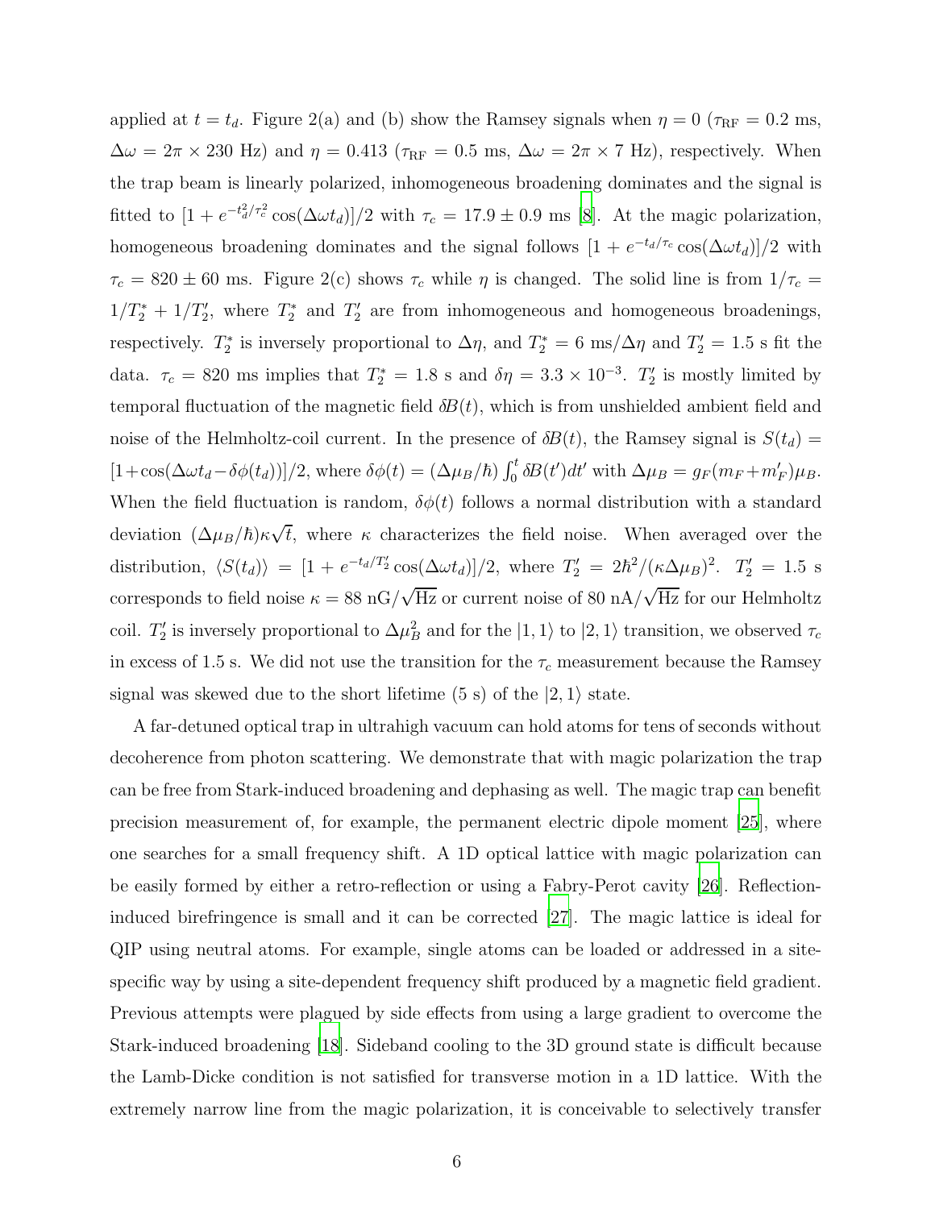applied at $t = t_d$. Figure 2(a) and (b) show the Ramsey signals when $\eta = 0$ ($\tau_{\rm RF} = 0.2$ ms, $\Delta\omega = 2\pi \times 230$ Hz) and $\eta = 0.413$ ($\tau_{\rm RF} = 0.5$ ms, $\Delta\omega = 2\pi \times 7$ Hz), respectively. When the trap beam is linearly polarized, inhomogeneous broadening dominates and the signal is fitted to $[1 + e^{-t_d^2/\tau_c^2}\cos(\Delta\omega t_d)]/2$ with $\tau_c = 17.9 \pm 0.9$ ms [8]. At the magic polarization, homogeneous broadening dominates and the signal follows $[1 + e^{-t_d/\tau_c}\cos(\Delta\omega t_d)]/2$ with $\tau_c = 820 \pm 60$ ms. Figure 2(c) shows $\tau_c$ while $\eta$ is changed. The solid line is from $1/\tau_c = 1/T_2^* + 1/T_2'$, where $T_2^*$ and $T_2'$ are from inhomogeneous and homogeneous broadenings, respectively. $T_2^*$ is inversely proportional to $\Delta\eta$, and $T_2^* = 6$ ms$/\Delta\eta$ and $T_2' = 1.5$ s fit the data. $\tau_c = 820$ ms implies that $T_2^* = 1.8$ s and $\delta\eta = 3.3 \times 10^{-3}$. $T_2'$ is mostly limited by temporal fluctuation of the magnetic field $\delta B(t)$, which is from unshielded ambient field and noise of the Helmholtz-coil current. In the presence of $\delta B(t)$, the Ramsey signal is $S(t_d) = [1+\cos(\Delta\omega t_d - \delta\phi(t_d))]/2$, where $\delta\phi(t) = (\Delta\mu_B/\hbar)\int_0^t \delta B(t')dt'$ with $\Delta\mu_B = g_F(m_F + m_F')\mu_B$. When the field fluctuation is random, $\delta\phi(t)$ follows a normal distribution with a standard deviation $(\Delta\mu_B/\hbar)\kappa\sqrt{t}$, where $\kappa$ characterizes the field noise. When averaged over the distribution, $\langle S(t_d)\rangle = [1 + e^{-t_d/T_2'}\cos(\Delta\omega t_d)]/2$, where $T_2' = 2\hbar^2/(\kappa\Delta\mu_B)^2$. $T_2' = 1.5$ s corresponds to field noise $\kappa = 88$ nG$/\sqrt{\rm Hz}$ or current noise of 80 nA$/\sqrt{\rm Hz}$ for our Helmholtz coil. $T_2'$ is inversely proportional to $\Delta\mu_B^2$ and for the $|1,1\rangle$ to $|2,1\rangle$ transition, we observed $\tau_c$ in excess of 1.5 s. We did not use the transition for the $\tau_c$ measurement because the Ramsey signal was skewed due to the short lifetime (5 s) of the $|2,1\rangle$ state.

A far-detuned optical trap in ultrahigh vacuum can hold atoms for tens of seconds without decoherence from photon scattering. We demonstrate that with magic polarization the trap can be free from Stark-induced broadening and dephasing as well. The magic trap can benefit precision measurement of, for example, the permanent electric dipole moment [25], where one searches for a small frequency shift. A 1D optical lattice with magic polarization can be easily formed by either a retro-reflection or using a Fabry-Perot cavity [26]. Reflection-induced birefringence is small and it can be corrected [27]. The magic lattice is ideal for QIP using neutral atoms. For example, single atoms can be loaded or addressed in a site-specific way by using a site-dependent frequency shift produced by a magnetic field gradient. Previous attempts were plagued by side effects from using a large gradient to overcome the Stark-induced broadening [18]. Sideband cooling to the 3D ground state is difficult because the Lamb-Dicke condition is not satisfied for transverse motion in a 1D lattice. With the extremely narrow line from the magic polarization, it is conceivable to selectively transfer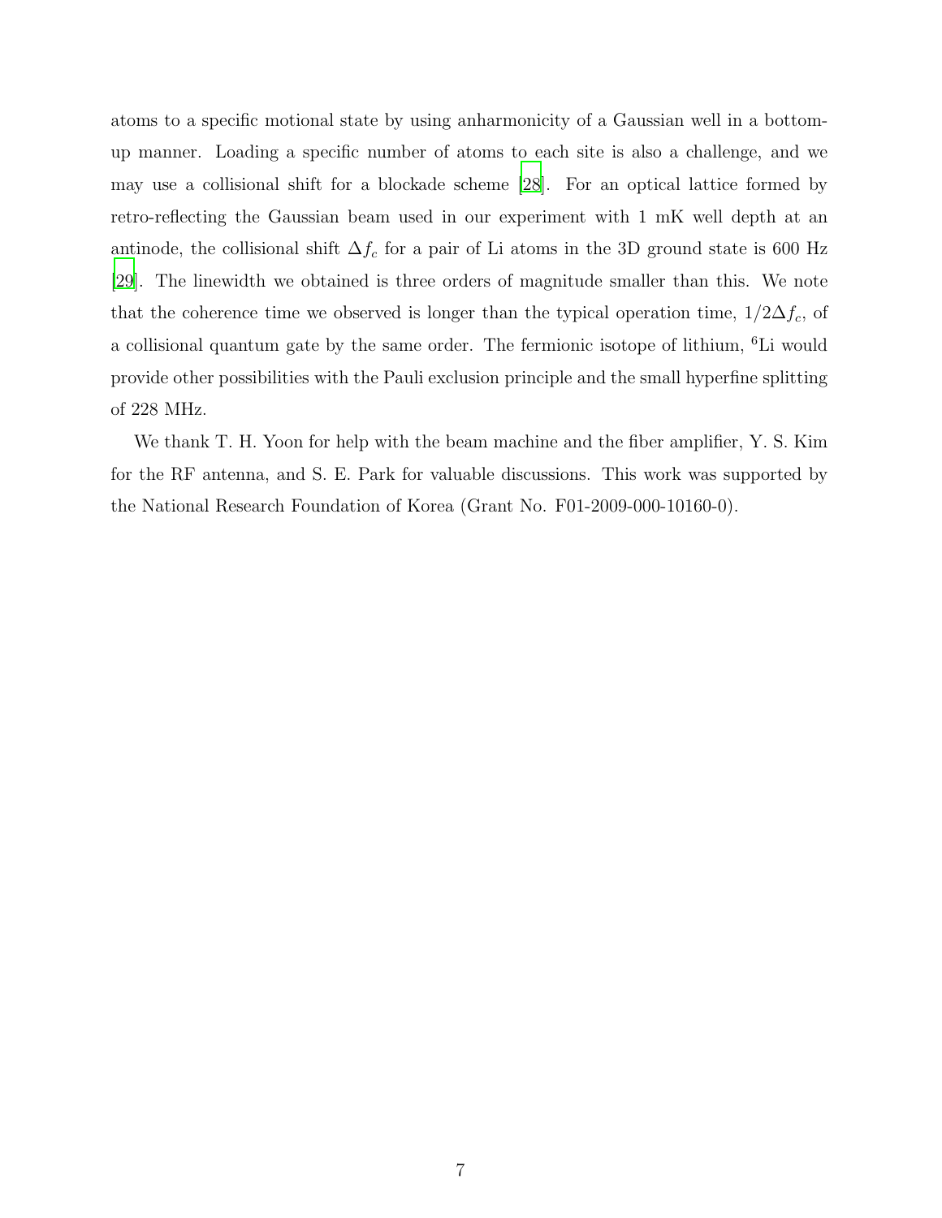atoms to a specific motional state by using anharmonicity of a Gaussian well in a bottom-up manner. Loading a specific number of atoms to each site is also a challenge, and we may use a collisional shift for a blockade scheme [28]. For an optical lattice formed by retro-reflecting the Gaussian beam used in our experiment with 1 mK well depth at an antinode, the collisional shift $\Delta f_c$ for a pair of Li atoms in the 3D ground state is 600 Hz [29]. The linewidth we obtained is three orders of magnitude smaller than this. We note that the coherence time we observed is longer than the typical operation time, $1/2\Delta f_c$, of a collisional quantum gate by the same order. The fermionic isotope of lithium, $^6$Li would provide other possibilities with the Pauli exclusion principle and the small hyperfine splitting of 228 MHz.

We thank T. H. Yoon for help with the beam machine and the fiber amplifier, Y. S. Kim for the RF antenna, and S. E. Park for valuable discussions. This work was supported by the National Research Foundation of Korea (Grant No. F01-2009-000-10160-0).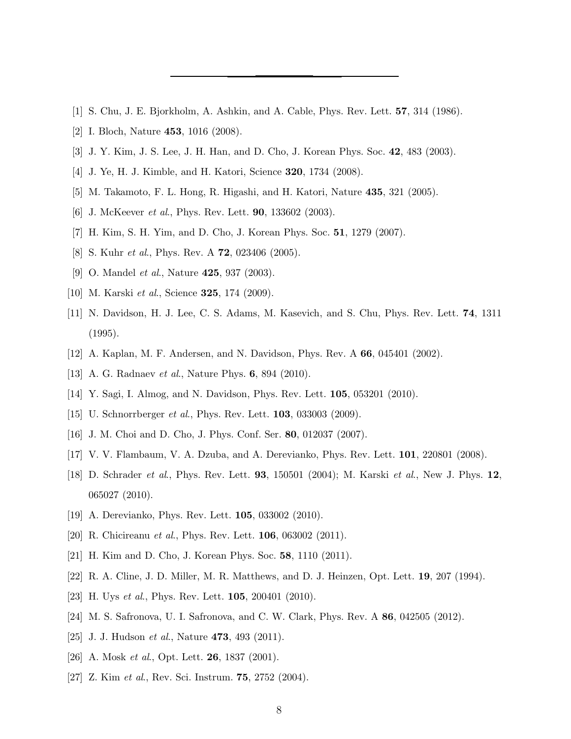---

- [1] S. Chu, J. E. Bjorkholm, A. Ashkin, and A. Cable, Phys. Rev. Lett. **57**, 314 (1986).
- [2] I. Bloch, Nature **453**, 1016 (2008).
- [3] J. Y. Kim, J. S. Lee, J. H. Han, and D. Cho, J. Korean Phys. Soc. **42**, 483 (2003).
- [4] J. Ye, H. J. Kimble, and H. Katori, Science **320**, 1734 (2008).
- [5] M. Takamoto, F. L. Hong, R. Higashi, and H. Katori, Nature **435**, 321 (2005).
- [6] J. McKeever *et al.*, Phys. Rev. Lett. **90**, 133602 (2003).
- [7] H. Kim, S. H. Yim, and D. Cho, J. Korean Phys. Soc. **51**, 1279 (2007).
- [8] S. Kuhr *et al.*, Phys. Rev. A **72**, 023406 (2005).
- [9] O. Mandel *et al.*, Nature **425**, 937 (2003).
- [10] M. Karski *et al.*, Science **325**, 174 (2009).
- [11] N. Davidson, H. J. Lee, C. S. Adams, M. Kasevich, and S. Chu, Phys. Rev. Lett. **74**, 1311 (1995).
- [12] A. Kaplan, M. F. Andersen, and N. Davidson, Phys. Rev. A **66**, 045401 (2002).
- [13] A. G. Radnaev *et al.*, Nature Phys. **6**, 894 (2010).
- [14] Y. Sagi, I. Almog, and N. Davidson, Phys. Rev. Lett. **105**, 053201 (2010).
- [15] U. Schnorrberger *et al.*, Phys. Rev. Lett. **103**, 033003 (2009).
- [16] J. M. Choi and D. Cho, J. Phys. Conf. Ser. **80**, 012037 (2007).
- [17] V. V. Flambaum, V. A. Dzuba, and A. Derevianko, Phys. Rev. Lett. **101**, 220801 (2008).
- [18] D. Schrader *et al.*, Phys. Rev. Lett. **93**, 150501 (2004); M. Karski *et al.*, New J. Phys. **12**, 065027 (2010).
- [19] A. Derevianko, Phys. Rev. Lett. **105**, 033002 (2010).
- [20] R. Chicireanu *et al.*, Phys. Rev. Lett. **106**, 063002 (2011).
- [21] H. Kim and D. Cho, J. Korean Phys. Soc. **58**, 1110 (2011).
- [22] R. A. Cline, J. D. Miller, M. R. Matthews, and D. J. Heinzen, Opt. Lett. **19**, 207 (1994).
- [23] H. Uys *et al.*, Phys. Rev. Lett. **105**, 200401 (2010).
- [24] M. S. Safronova, U. I. Safronova, and C. W. Clark, Phys. Rev. A **86**, 042505 (2012).
- [25] J. J. Hudson *et al.*, Nature **473**, 493 (2011).
- [26] A. Mosk *et al.*, Opt. Lett. **26**, 1837 (2001).
- [27] Z. Kim *et al.*, Rev. Sci. Instrum. **75**, 2752 (2004).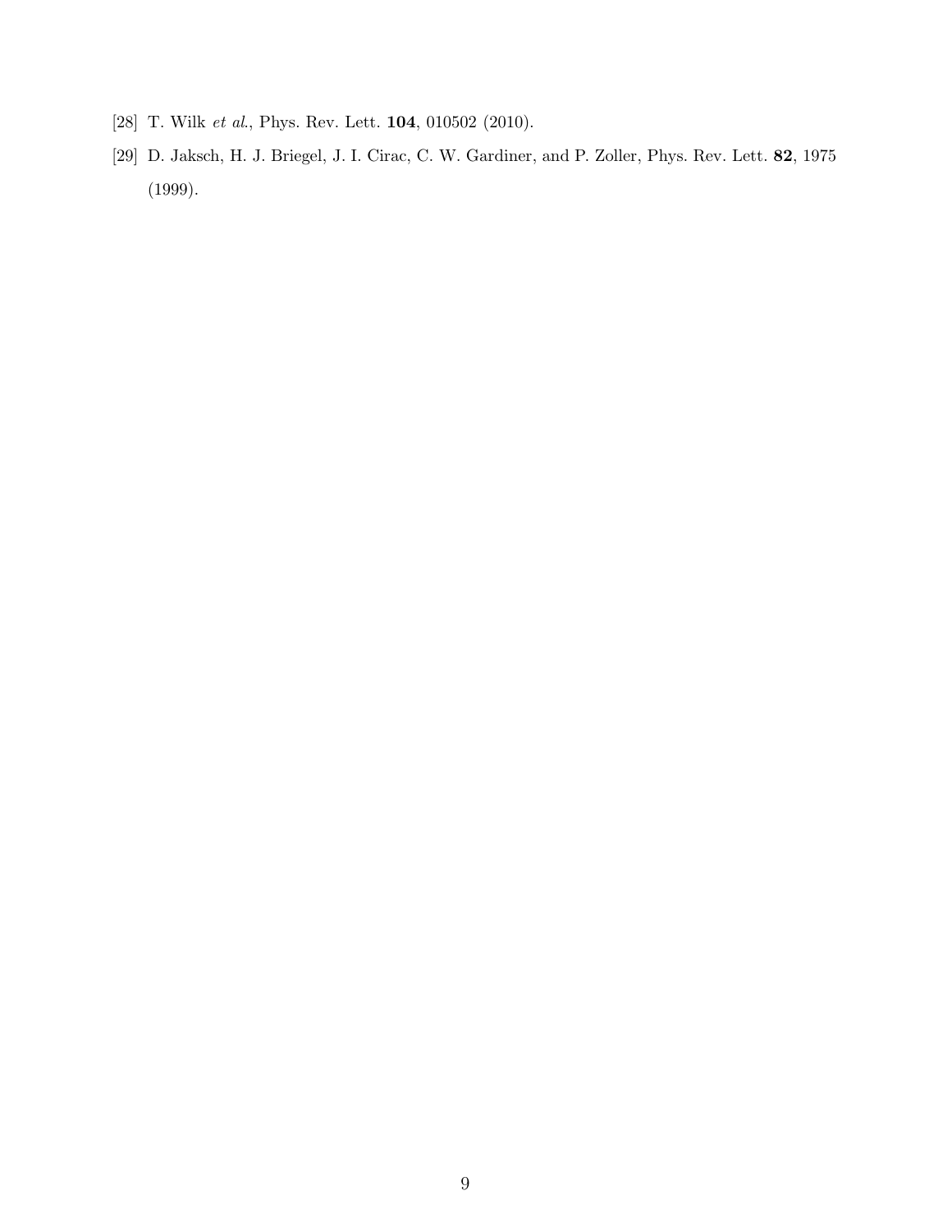[28] T. Wilk *et al.*, Phys. Rev. Lett. **104**, 010502 (2010).

[29] D. Jaksch, H. J. Briegel, J. I. Cirac, C. W. Gardiner, and P. Zoller, Phys. Rev. Lett. **82**, 1975 (1999).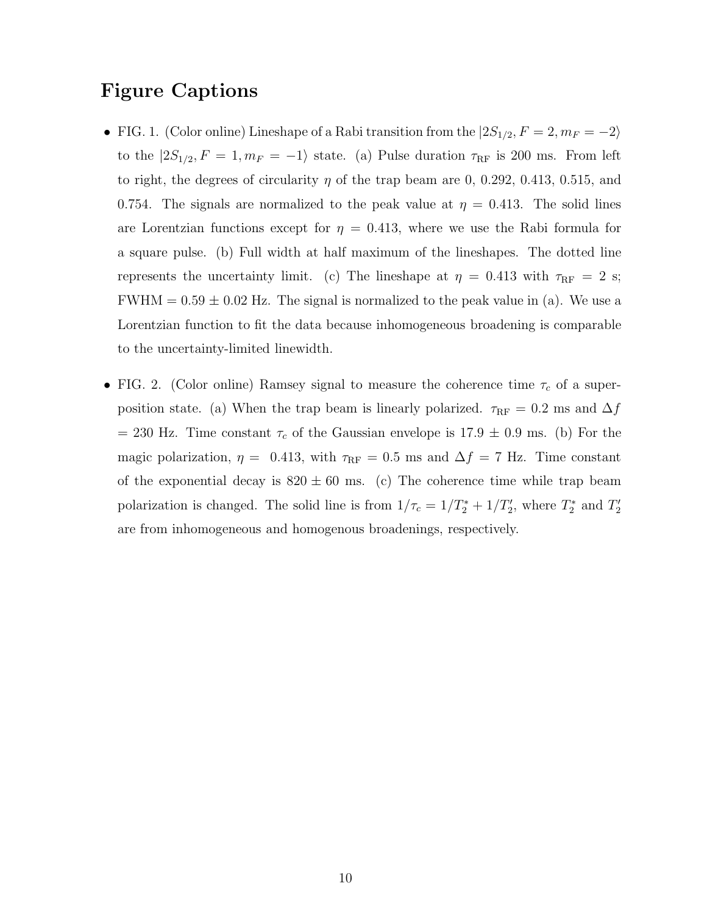# Figure Captions

- FIG. 1. (Color online) Lineshape of a Rabi transition from the $|2S_{1/2}, F = 2, m_F = -2\rangle$ to the $|2S_{1/2}, F = 1, m_F = -1\rangle$ state. (a) Pulse duration $\tau_{\mathrm{RF}}$ is 200 ms. From left to right, the degrees of circularity $\eta$ of the trap beam are 0, 0.292, 0.413, 0.515, and 0.754. The signals are normalized to the peak value at $\eta = 0.413$. The solid lines are Lorentzian functions except for $\eta = 0.413$, where we use the Rabi formula for a square pulse. (b) Full width at half maximum of the lineshapes. The dotted line represents the uncertainty limit. (c) The lineshape at $\eta = 0.413$ with $\tau_{\mathrm{RF}} = 2$ s; FWHM $= 0.59 \pm 0.02$ Hz. The signal is normalized to the peak value in (a). We use a Lorentzian function to fit the data because inhomogeneous broadening is comparable to the uncertainty-limited linewidth.

- FIG. 2. (Color online) Ramsey signal to measure the coherence time $\tau_c$ of a superposition state. (a) When the trap beam is linearly polarized. $\tau_{\mathrm{RF}} = 0.2$ ms and $\Delta f = 230$ Hz. Time constant $\tau_c$ of the Gaussian envelope is $17.9 \pm 0.9$ ms. (b) For the magic polarization, $\eta = 0.413$, with $\tau_{\mathrm{RF}} = 0.5$ ms and $\Delta f = 7$ Hz. Time constant of the exponential decay is $820 \pm 60$ ms. (c) The coherence time while trap beam polarization is changed. The solid line is from $1/\tau_c = 1/T_2^* + 1/T_2'$, where $T_2^*$ and $T_2'$ are from inhomogeneous and homogenous broadenings, respectively.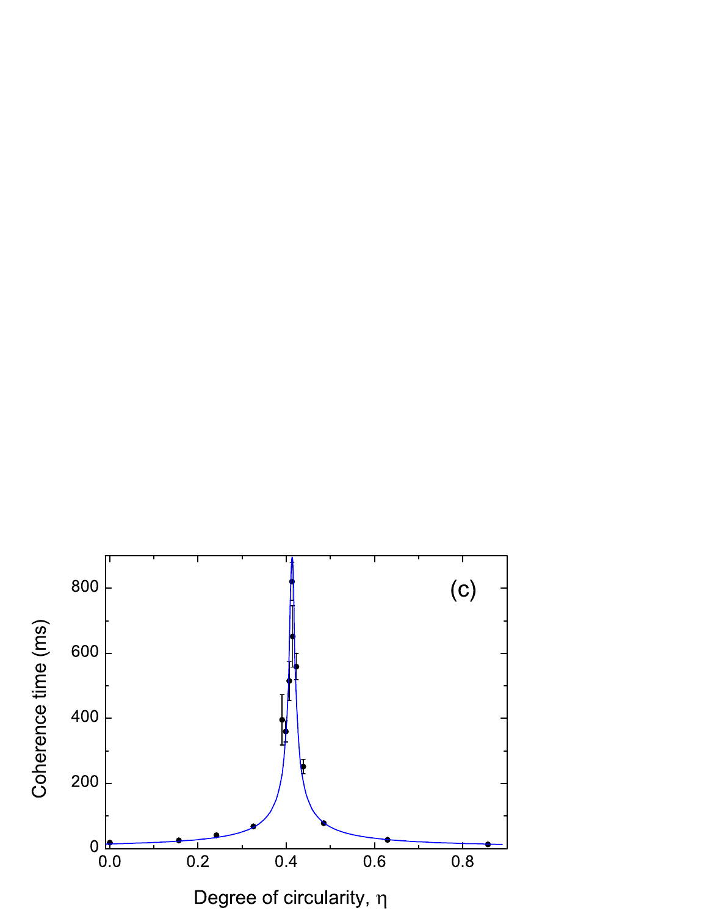(c)

Coherence time (ms)

0
200
400
600
800

0.0
0.2
0.4
0.6
0.8

Degree of circularity, $\eta$